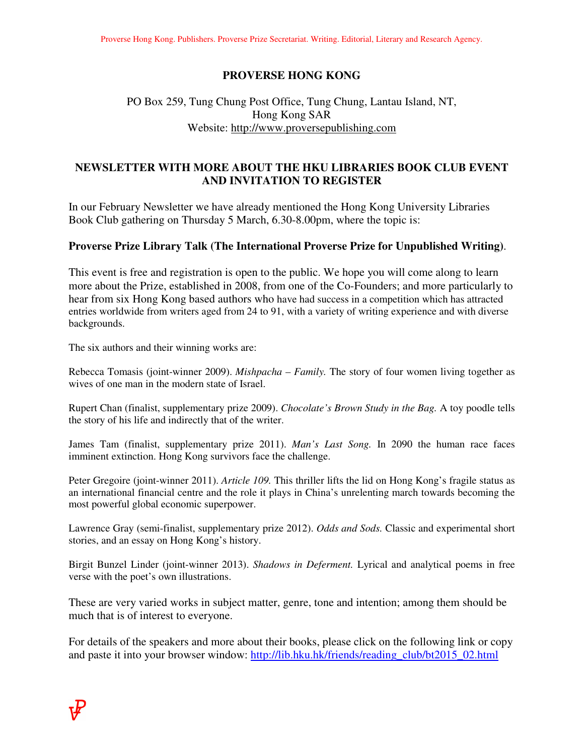Proverse Hong Kong. Publishers. Proverse Prize Secretariat. Writing. Editorial, Literary and Research Agency.

**PROVERSE HONG KONG**

PO Box 259, Tung Chung Post Office, Tung Chung, Lantau Island, NT,
Hong Kong SAR
Website: http://www.proversepublishing.com

## NEWSLETTER WITH MORE ABOUT THE HKU LIBRARIES BOOK CLUB EVENT AND INVITATION TO REGISTER

In our February Newsletter we have already mentioned the Hong Kong University Libraries Book Club gathering on Thursday 5 March, 6.30-8.00pm, where the topic is:

**Proverse Prize Library Talk (The International Proverse Prize for Unpublished Writing)**.

This event is free and registration is open to the public. We hope you will come along to learn more about the Prize, established in 2008, from one of the Co-Founders; and more particularly to hear from six Hong Kong based authors who have had success in a competition which has attracted entries worldwide from writers aged from 24 to 91, with a variety of writing experience and with diverse backgrounds.

The six authors and their winning works are:

Rebecca Tomasis (joint-winner 2009). *Mishpacha – Family.* The story of four women living together as wives of one man in the modern state of Israel.

Rupert Chan (finalist, supplementary prize 2009). *Chocolate's Brown Study in the Bag.* A toy poodle tells the story of his life and indirectly that of the writer.

James Tam (finalist, supplementary prize 2011). *Man's Last Song.* In 2090 the human race faces imminent extinction. Hong Kong survivors face the challenge.

Peter Gregoire (joint-winner 2011). *Article 109.* This thriller lifts the lid on Hong Kong's fragile status as an international financial centre and the role it plays in China's unrelenting march towards becoming the most powerful global economic superpower.

Lawrence Gray (semi-finalist, supplementary prize 2012). *Odds and Sods.* Classic and experimental short stories, and an essay on Hong Kong's history.

Birgit Bunzel Linder (joint-winner 2013). *Shadows in Deferment.* Lyrical and analytical poems in free verse with the poet's own illustrations.

These are very varied works in subject matter, genre, tone and intention; among them should be much that is of interest to everyone.

For details of the speakers and more about their books, please click on the following link or copy and paste it into your browser window: http://lib.hku.hk/friends/reading_club/bt2015_02.html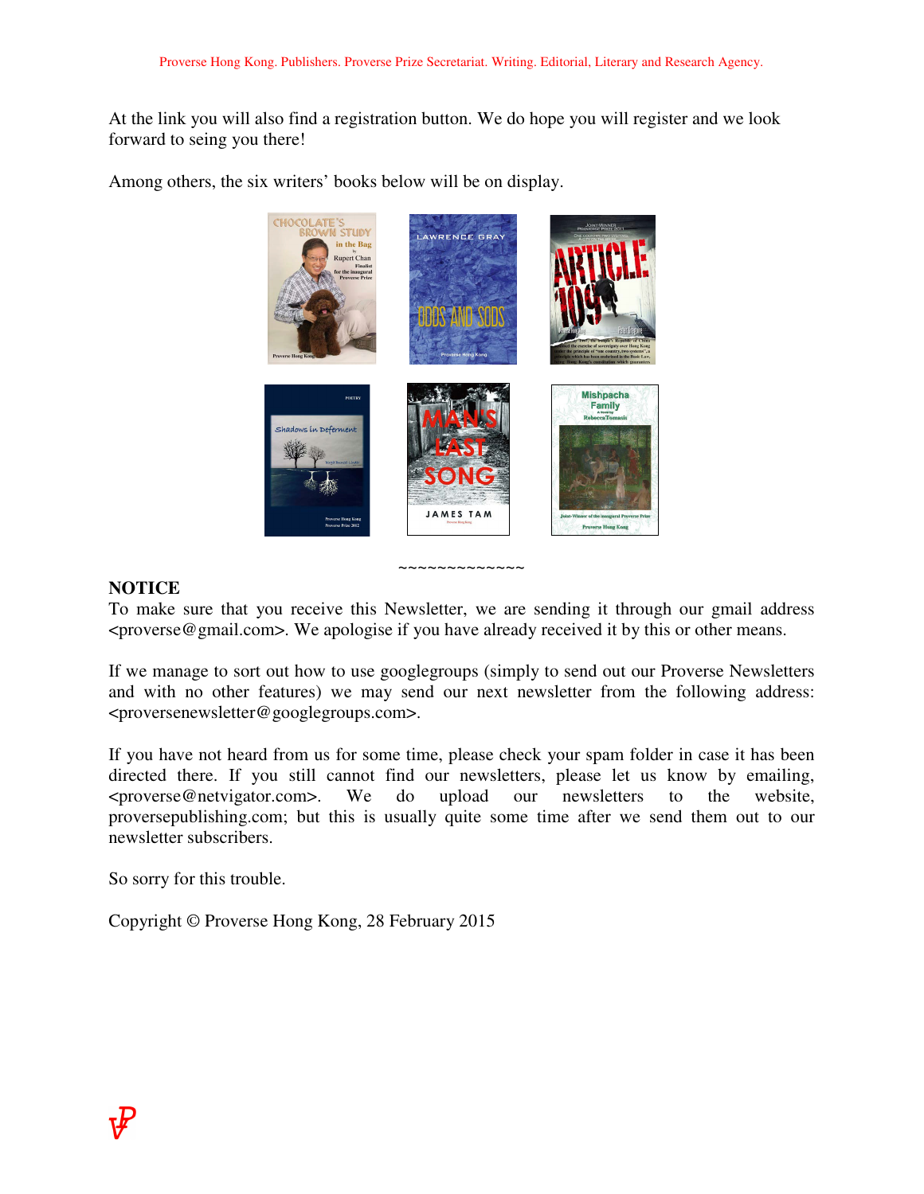At the link you will also find a registration button. We do hope you will register and we look forward to seing you there!

Among others, the six writers' books below will be on display.

~~~~~~~~~~~~~

**NOTICE**

To make sure that you receive this Newsletter, we are sending it through our gmail address <proverse@gmail.com>. We apologise if you have already received it by this or other means.

If we manage to sort out how to use googlegroups (simply to send out our Proverse Newsletters and with no other features) we may send our next newsletter from the following address: <proversenewsletter@googlegroups.com>.

If you have not heard from us for some time, please check your spam folder in case it has been directed there. If you still cannot find our newsletters, please let us know by emailing, <proverse@netvigator.com>. We do upload our newsletters to the website, proversepublishing.com; but this is usually quite some time after we send them out to our newsletter subscribers.

So sorry for this trouble.

Copyright © Proverse Hong Kong, 28 February 2015